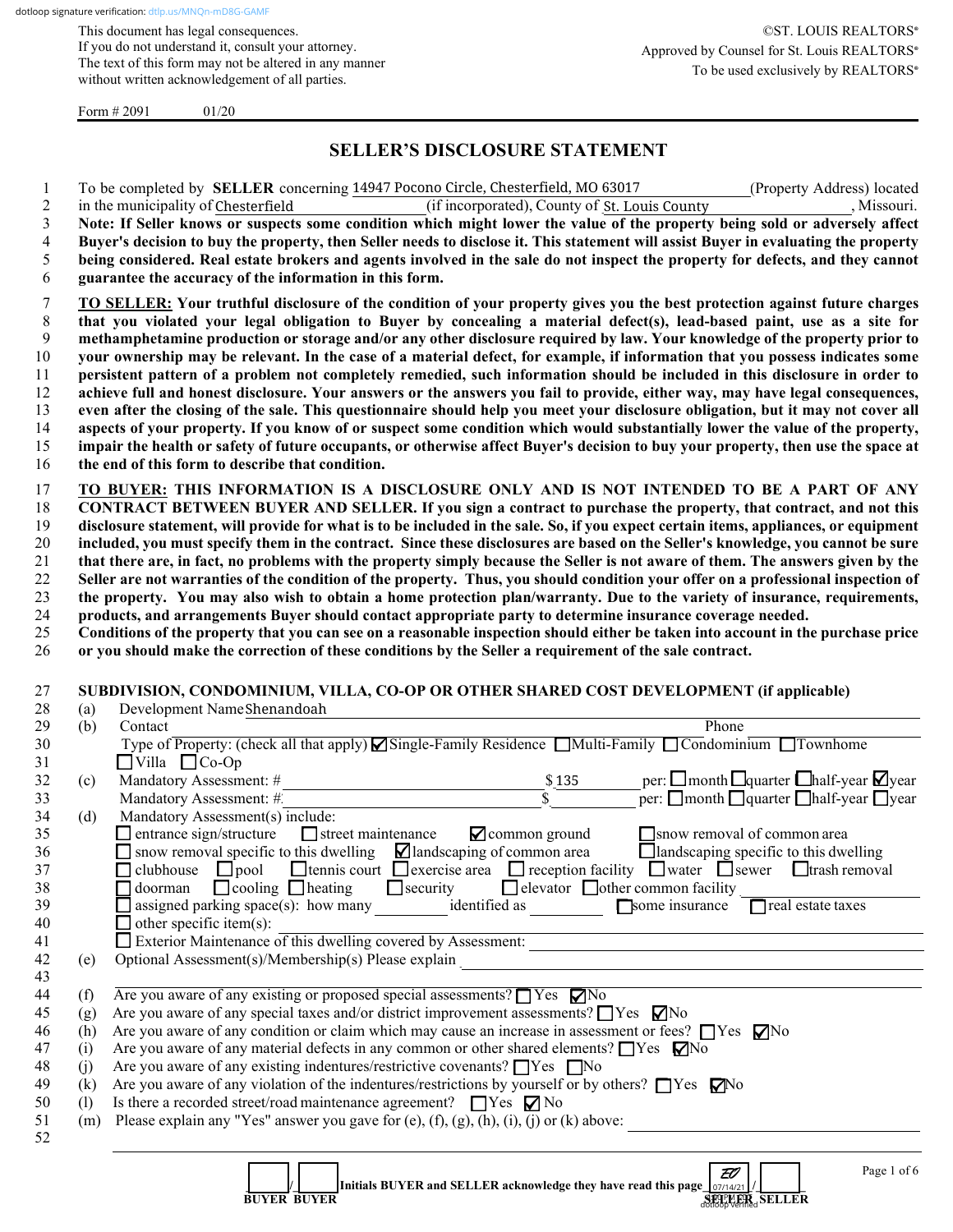dotloop signature verification: dtlp.us/MNQn-mD8G-GAMF

This document has legal consequences.
If you do not understand it, consult your attorney.
The text of this form may not be altered in any manner without written acknowledgement of all parties.

©ST. LOUIS REALTORS®
Approved by Counsel for St. Louis REALTORS®
To be used exclusively by REALTORS®

Form # 2091 01/20

# SELLER'S DISCLOSURE STATEMENT

To be completed by **SELLER** concerning 14947 Pocono Circle, Chesterfield, MO 63017 (Property Address) located in the municipality of Chesterfield (if incorporated), County of St. Louis County, Missouri.

**Note: If Seller knows or suspects some condition which might lower the value of the property being sold or adversely affect Buyer's decision to buy the property, then Seller needs to disclose it. This statement will assist Buyer in evaluating the property being considered. Real estate brokers and agents involved in the sale do not inspect the property for defects, and they cannot guarantee the accuracy of the information in this form.**

**TO SELLER: Your truthful disclosure of the condition of your property gives you the best protection against future charges that you violated your legal obligation to Buyer by concealing a material defect(s), lead-based paint, use as a site for methamphetamine production or storage and/or any other disclosure required by law. Your knowledge of the property prior to your ownership may be relevant. In the case of a material defect, for example, if information that you possess indicates some persistent pattern of a problem not completely remedied, such information should be included in this disclosure in order to achieve full and honest disclosure. Your answers or the answers you fail to provide, either way, may have legal consequences, even after the closing of the sale. This questionnaire should help you meet your disclosure obligation, but it may not cover all aspects of your property. If you know of or suspect some condition which would substantially lower the value of the property, impair the health or safety of future occupants, or otherwise affect Buyer's decision to buy your property, then use the space at the end of this form to describe that condition.**

**TO BUYER: THIS INFORMATION IS A DISCLOSURE ONLY AND IS NOT INTENDED TO BE A PART OF ANY CONTRACT BETWEEN BUYER AND SELLER. If you sign a contract to purchase the property, that contract, and not this disclosure statement, will provide for what is to be included in the sale. So, if you expect certain items, appliances, or equipment included, you must specify them in the contract. Since these disclosures are based on the Seller's knowledge, you cannot be sure that there are, in fact, no problems with the property simply because the Seller is not aware of them. The answers given by the Seller are not warranties of the condition of the property. Thus, you should condition your offer on a professional inspection of the property. You may also wish to obtain a home protection plan/warranty. Due to the variety of insurance, requirements, products, and arrangements Buyer should contact appropriate party to determine insurance coverage needed.**
**Conditions of the property that you can see on a reasonable inspection should either be taken into account in the purchase price or you should make the correction of these conditions by the Seller a requirement of the sale contract.**

**SUBDIVISION, CONDOMINIUM, VILLA, CO-OP OR OTHER SHARED COST DEVELOPMENT (if applicable)**

(a) Development Name Shenandoah

(b) Contact ______ Phone ______

Type of Property: (check all that apply) ☑ Single-Family Residence ☐ Multi-Family ☐ Condominium ☐ Townhome ☐ Villa ☐ Co-Op

(c) Mandatory Assessment: # ______ $ 135 per: ☐ month ☐ quarter ☐ half-year ☑ year

Mandatory Assessment: # ______ $ ______ per: ☐ month ☐ quarter ☐ half-year ☐ year

(d) Mandatory Assessment(s) include:
☐ entrance sign/structure ☐ street maintenance ☑ common ground ☐ snow removal of common area
☐ snow removal specific to this dwelling ☑ landscaping of common area ☐ landscaping specific to this dwelling
☐ clubhouse ☐ pool ☐ tennis court ☐ exercise area ☐ reception facility ☐ water ☐ sewer ☐ trash removal
☐ doorman ☐ cooling ☐ heating ☐ security ☐ elevator ☐ other common facility ______
☐ assigned parking space(s): how many ______ identified as ______ ☐ some insurance ☐ real estate taxes
☐ other specific item(s): ______
☐ Exterior Maintenance of this dwelling covered by Assessment: ______

(e) Optional Assessment(s)/Membership(s) Please explain ______

(f) Are you aware of any existing or proposed special assessments? ☐ Yes ☑ No

(g) Are you aware of any special taxes and/or district improvement assessments? ☐ Yes ☑ No

(h) Are you aware of any condition or claim which may cause an increase in assessment or fees? ☐ Yes ☑ No

(i) Are you aware of any material defects in any common or other shared elements? ☐ Yes ☑ No

(j) Are you aware of any existing indentures/restrictive covenants? ☐ Yes ☐ No

(k) Are you aware of any violation of the indentures/restrictions by yourself or by others? ☐ Yes ☑ No

(l) Is there a recorded street/road maintenance agreement? ☐ Yes ☑ No

(m) Please explain any "Yes" answer you gave for (e), (f), (g), (h), (i), (j) or (k) above: ______

______/______ Initials BUYER and SELLER acknowledge they have read this page EO 07/14/21 /______
BUYER BUYER SELLER SELLER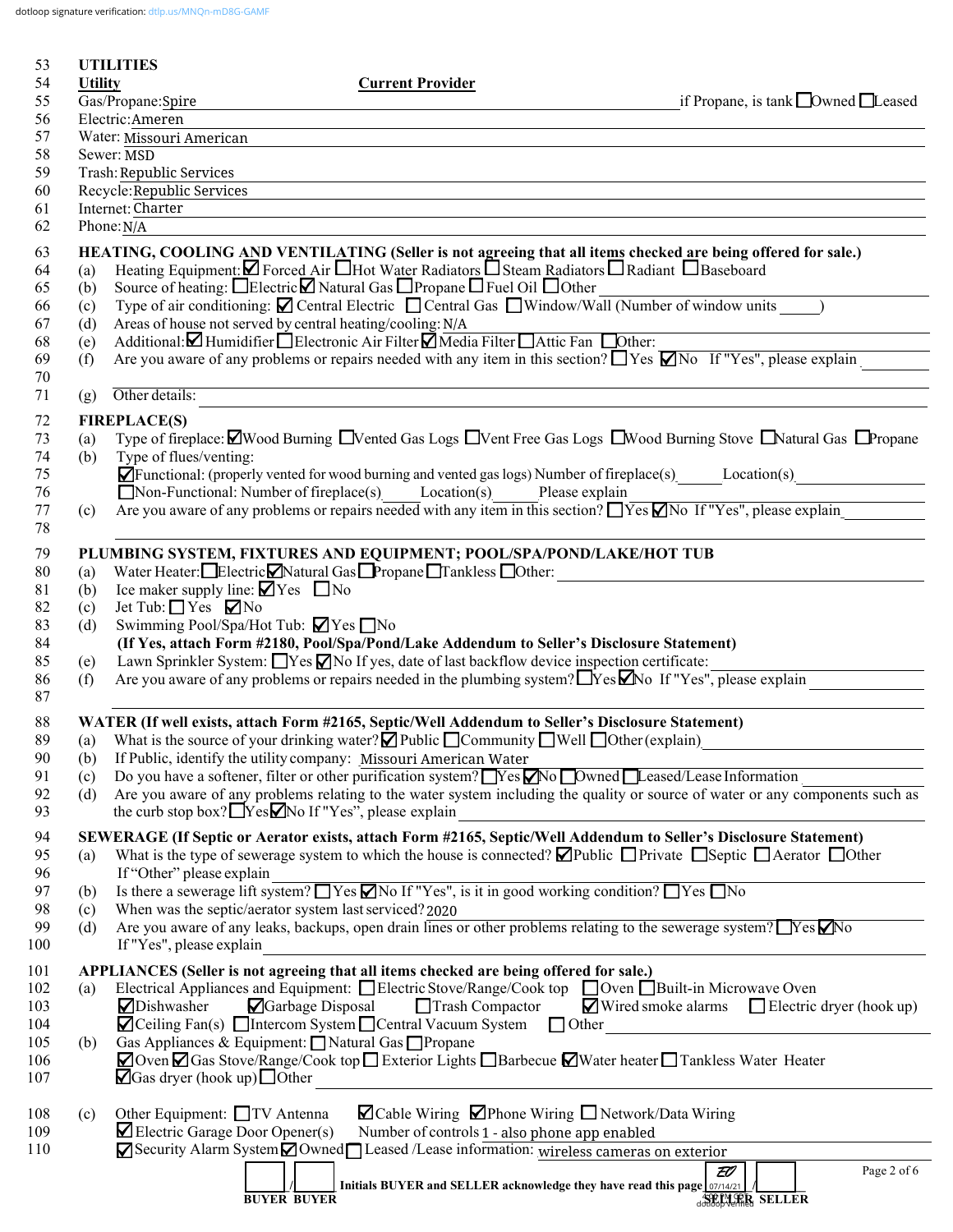**UTILITIES**

| Utility | Current Provider |
|---|---|
| Gas/Propane: | Spire — if Propane, is tank ☐ Owned ☐ Leased |
| Electric: | Ameren |
| Water: | Missouri American |
| Sewer: | MSD |
| Trash: | Republic Services |
| Recycle: | Republic Services |
| Internet: | Charter |
| Phone: | N/A |

**HEATING, COOLING AND VENTILATING (Seller is not agreeing that all items checked are being offered for sale.)**

(a) Heating Equipment: ☑ Forced Air ☐ Hot Water Radiators ☐ Steam Radiators ☐ Radiant ☐ Baseboard

(b) Source of heating: ☐ Electric ☑ Natural Gas ☐ Propane ☐ Fuel Oil ☐ Other

(c) Type of air conditioning: ☑ Central Electric ☐ Central Gas ☐ Window/Wall (Number of window units ____)

(d) Areas of house not served by central heating/cooling: N/A

(e) Additional: ☑ Humidifier ☐ Electronic Air Filter ☑ Media Filter ☐ Attic Fan ☐ Other:

(f) Are you aware of any problems or repairs needed with any item in this section? ☐ Yes ☑ No If "Yes", please explain

(g) Other details:

**FIREPLACE(S)**

(a) Type of fireplace: ☑ Wood Burning ☐ Vented Gas Logs ☐ Vent Free Gas Logs ☐ Wood Burning Stove ☐ Natural Gas ☐ Propane

(b) Type of flues/venting:

☑ Functional: (properly vented for wood burning and vented gas logs) Number of fireplace(s) ____ Location(s) ____

☐ Non-Functional: Number of fireplace(s) ____ Location(s) ____ Please explain

(c) Are you aware of any problems or repairs needed with any item in this section? ☐ Yes ☑ No If "Yes", please explain

**PLUMBING SYSTEM, FIXTURES AND EQUIPMENT; POOL/SPA/POND/LAKE/HOT TUB**

(a) Water Heater: ☐ Electric ☑ Natural Gas ☐ Propane ☐ Tankless ☐ Other:

(b) Ice maker supply line: ☑ Yes ☐ No

(c) Jet Tub: ☐ Yes ☑ No

(d) Swimming Pool/Spa/Hot Tub: ☑ Yes ☐ No

**(If Yes, attach Form #2180, Pool/Spa/Pond/Lake Addendum to Seller's Disclosure Statement)**

(e) Lawn Sprinkler System: ☐ Yes ☑ No If yes, date of last backflow device inspection certificate:

(f) Are you aware of any problems or repairs needed in the plumbing system? ☐ Yes ☑ No If "Yes", please explain

**WATER (If well exists, attach Form #2165, Septic/Well Addendum to Seller's Disclosure Statement)**

(a) What is the source of your drinking water? ☑ Public ☐ Community ☐ Well ☐ Other (explain)

(b) If Public, identify the utility company: Missouri American Water

(c) Do you have a softener, filter or other purification system? ☐ Yes ☑ No ☐ Owned ☐ Leased/Lease Information

(d) Are you aware of any problems relating to the water system including the quality or source of water or any components such as the curb stop box? ☐ Yes ☑ No If "Yes", please explain

**SEWERAGE (If Septic or Aerator exists, attach Form #2165, Septic/Well Addendum to Seller's Disclosure Statement)**

(a) What is the type of sewerage system to which the house is connected? ☑ Public ☐ Private ☐ Septic ☐ Aerator ☐ Other If "Other" please explain

(b) Is there a sewerage lift system? ☐ Yes ☑ No If "Yes", is it in good working condition? ☐ Yes ☐ No

(c) When was the septic/aerator system last serviced? 2020

(d) Are you aware of any leaks, backups, open drain lines or other problems relating to the sewerage system? ☐ Yes ☑ No If "Yes", please explain

**APPLIANCES (Seller is not agreeing that all items checked are being offered for sale.)**

(a) Electrical Appliances and Equipment: ☐ Electric Stove/Range/Cook top ☐ Oven ☐ Built-in Microwave Oven

☑ Dishwasher ☑ Garbage Disposal ☐ Trash Compactor ☑ Wired smoke alarms ☐ Electric dryer (hook up)

☑ Ceiling Fan(s) ☐ Intercom System ☐ Central Vacuum System ☐ Other

(b) Gas Appliances & Equipment: ☐ Natural Gas ☐ Propane

☑ Oven ☑ Gas Stove/Range/Cook top ☐ Exterior Lights ☐ Barbecue ☑ Water heater ☐ Tankless Water Heater

☑ Gas dryer (hook up) ☐ Other

(c) Other Equipment: ☐ TV Antenna ☑ Cable Wiring ☑ Phone Wiring ☐ Network/Data Wiring

☑ Electric Garage Door Opener(s) Number of controls 1 - also phone app enabled

☑ Security Alarm System ☑ Owned ☐ Leased /Lease information: wireless cameras on exterior

Initials BUYER and SELLER acknowledge they have read this page ____ / ____ BUYER BUYER EO 07/14/21 / ____ SELLER SELLER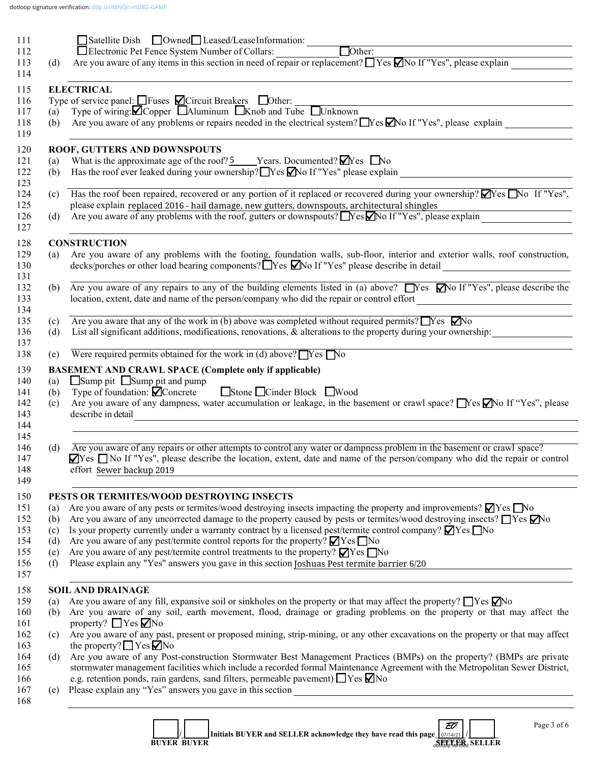dotloop signature verification: dtlp.us/MNQn-mD8G-GAMF

111 ☐ Satellite Dish ☐ Owned ☐ Leased/Lease Information: ______

112 ☐ Electronic Pet Fence System Number of Collars: ______ ☐ Other: ______

113 (d) Are you aware of any items in this section in need of repair or replacement? ☐ Yes ☑ No If "Yes", please explain ______

114

115 **ELECTRICAL**

116 Type of service panel: ☐ Fuses ☑ Circuit Breakers ☐ Other: ______

117 (a) Type of wiring: ☑ Copper ☐ Aluminum ☐ Knob and Tube ☐ Unknown

118 (b) Are you aware of any problems or repairs needed in the electrical system? ☐ Yes ☑ No If "Yes", please explain ______

119

120 **ROOF, GUTTERS AND DOWNSPOUTS**

121 (a) What is the approximate age of the roof? 5 Years. Documented? ☑ Yes ☐ No

122 (b) Has the roof ever leaked during your ownership? ☐ Yes ☑ No If "Yes" please explain ______

123

124 (c) Has the roof been repaired, recovered or any portion of it replaced or recovered during your ownership? ☑ Yes ☐ No If "Yes",

125 please explain replaced 2016 - hail damage, new gutters, downspouts, architectural shingles

126 (d) Are you aware of any problems with the roof, gutters or downspouts? ☐ Yes ☑ No If "Yes", please explain ______

127

128 **CONSTRUCTION**

129 (a) Are you aware of any problems with the footing, foundation walls, sub-floor, interior and exterior walls, roof construction,

130 decks/porches or other load bearing components? ☐ Yes ☑ No If "Yes" please describe in detail ______

131

132 (b) Are you aware of any repairs to any of the building elements listed in (a) above? ☐ Yes ☑ No If "Yes", please describe the

133 location, extent, date and name of the person/company who did the repair or control effort ______

134

135 (c) Are you aware that any of the work in (b) above was completed without required permits? ☐ Yes ☑ No

136 (d) List all significant additions, modifications, renovations, & alterations to the property during your ownership: ______

137

138 (e) Were required permits obtained for the work in (d) above? ☐ Yes ☐ No

139 **BASEMENT AND CRAWL SPACE (Complete only if applicable)**

140 (a) ☐ Sump pit ☐ Sump pit and pump

141 (b) Type of foundation: ☑ Concrete ☐ Stone ☐ Cinder Block ☐ Wood

142 (c) Are you aware of any dampness, water accumulation or leakage, in the basement or crawl space? ☐ Yes ☑ No If "Yes", please

143 describe in detail ______

144

145

146 (d) Are you aware of any repairs or other attempts to control any water or dampness problem in the basement or crawl space?

147 ☑ Yes ☐ No If "Yes", please describe the location, extent, date and name of the person/company who did the repair or control

148 effort Sewer backup 2019

149

150 **PESTS OR TERMITES/WOOD DESTROYING INSECTS**

151 (a) Are you aware of any pests or termites/wood destroying insects impacting the property and improvements? ☑ Yes ☐ No

152 (b) Are you aware of any uncorrected damage to the property caused by pests or termites/wood destroying insects? ☐ Yes ☑ No

153 (c) Is your property currently under a warranty contract by a licensed pest/termite control company? ☑ Yes ☐ No

154 (d) Are you aware of any pest/termite control reports for the property? ☑ Yes ☐ No

155 (e) Are you aware of any pest/termite control treatments to the property? ☑ Yes ☐ No

156 (f) Please explain any "Yes" answers you gave in this section Joshuas Pest termite barrier 6/20

157

158 **SOIL AND DRAINAGE**

159 (a) Are you aware of any fill, expansive soil or sinkholes on the property or that may affect the property? ☐ Yes ☑ No

160 (b) Are you aware of any soil, earth movement, flood, drainage or grading problems on the property or that may affect the

161 property? ☐ Yes ☑ No

162 (c) Are you aware of any past, present or proposed mining, strip-mining, or any other excavations on the property or that may affect

163 the property? ☐ Yes ☑ No

164 (d) Are you aware of any Post-construction Stormwater Best Management Practices (BMPs) on the property? (BMPs are private

165 stormwater management facilities which include a recorded formal Maintenance Agreement with the Metropolitan Sewer District,

166 e.g. retention ponds, rain gardens, sand filters, permeable pavement) ☐ Yes ☑ No

167 (e) Please explain any "Yes" answers you gave in this section ______

168

____ / ____ Initials BUYER and SELLER acknowledge they have read this page EO 07/14/21 / ____

BUYER BUYER SELLER SELLER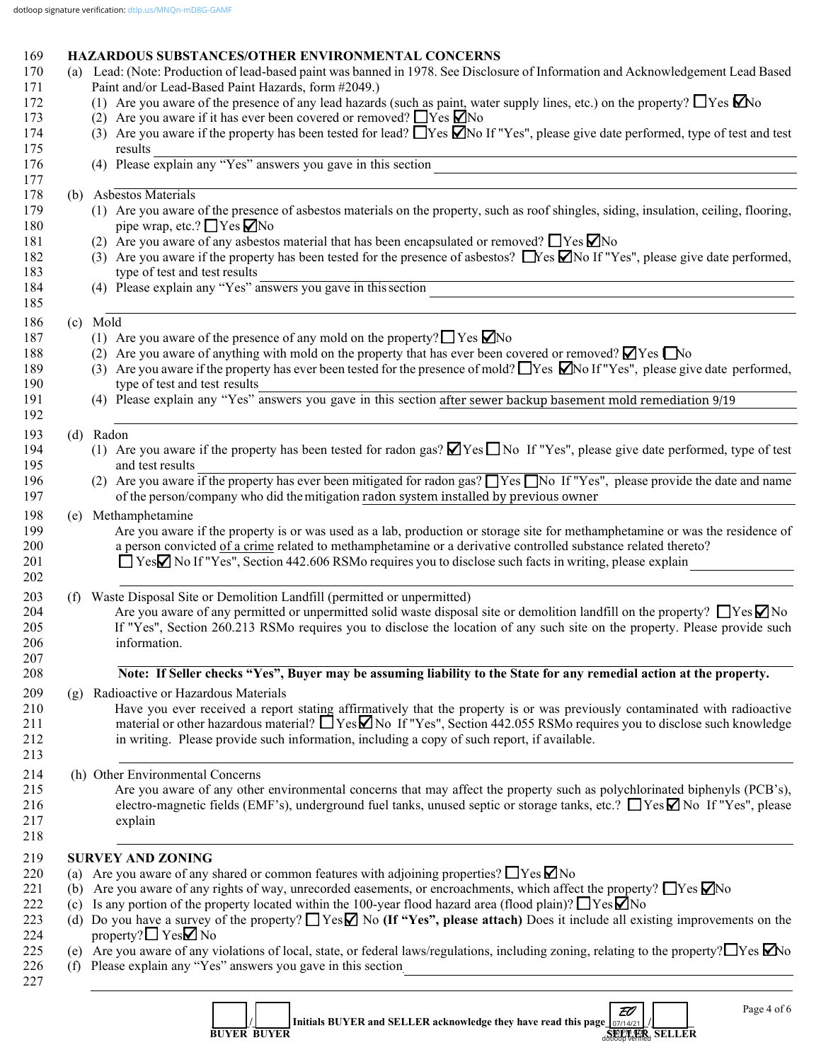dotloop signature verification: dtlp.us/MNQn-mD8G-GAMF

## HAZARDOUS SUBSTANCES/OTHER ENVIRONMENTAL CONCERNS

(a) Lead: (Note: Production of lead-based paint was banned in 1978. See Disclosure of Information and Acknowledgement Lead Based Paint and/or Lead-Based Paint Hazards, form #2049.)

(1) Are you aware of the presence of any lead hazards (such as paint, water supply lines, etc.) on the property? ☐ Yes ☑ No

(2) Are you aware if it has ever been covered or removed? ☐ Yes ☑ No

(3) Are you aware if the property has been tested for lead? ☐ Yes ☑ No If "Yes", please give date performed, type of test and test results

(4) Please explain any "Yes" answers you gave in this section

(b) Asbestos Materials

(1) Are you aware of the presence of asbestos materials on the property, such as roof shingles, siding, insulation, ceiling, flooring, pipe wrap, etc.? ☐ Yes ☑ No

(2) Are you aware of any asbestos material that has been encapsulated or removed? ☐ Yes ☑ No

(3) Are you aware if the property has been tested for the presence of asbestos? ☐ Yes ☑ No If "Yes", please give date performed, type of test and test results

(4) Please explain any "Yes" answers you gave in this section

(c) Mold

(1) Are you aware of the presence of any mold on the property? ☐ Yes ☑ No

(2) Are you aware of anything with mold on the property that has ever been covered or removed? ☑ Yes ☐ No

(3) Are you aware if the property has ever been tested for the presence of mold? ☐ Yes ☑ No If "Yes", please give date performed, type of test and test results

(4) Please explain any "Yes" answers you gave in this section after sewer backup basement mold remediation 9/19

(d) Radon

(1) Are you aware if the property has been tested for radon gas? ☑ Yes ☐ No If "Yes", please give date performed, type of test and test results

(2) Are you aware if the property has ever been mitigated for radon gas? ☐ Yes ☐ No If "Yes", please provide the date and name of the person/company who did the mitigation radon system installed by previous owner

(e) Methamphetamine

Are you aware if the property is or was used as a lab, production or storage site for methamphetamine or was the residence of a person convicted of a crime related to methamphetamine or a derivative controlled substance related thereto?
☐ Yes ☑ No If "Yes", Section 442.606 RSMo requires you to disclose such facts in writing, please explain

(f) Waste Disposal Site or Demolition Landfill (permitted or unpermitted)

Are you aware of any permitted or unpermitted solid waste disposal site or demolition landfill on the property? ☐ Yes ☑ No If "Yes", Section 260.213 RSMo requires you to disclose the location of any such site on the property. Please provide such information.

**Note: If Seller checks "Yes", Buyer may be assuming liability to the State for any remedial action at the property.**

(g) Radioactive or Hazardous Materials

Have you ever received a report stating affirmatively that the property is or was previously contaminated with radioactive material or other hazardous material? ☐ Yes ☑ No If "Yes", Section 442.055 RSMo requires you to disclose such knowledge in writing. Please provide such information, including a copy of such report, if available.

(h) Other Environmental Concerns

Are you aware of any other environmental concerns that may affect the property such as polychlorinated biphenyls (PCB's), electro-magnetic fields (EMF's), underground fuel tanks, unused septic or storage tanks, etc.? ☐ Yes ☑ No If "Yes", please explain

## SURVEY AND ZONING

(a) Are you aware of any shared or common features with adjoining properties? ☐ Yes ☑ No

(b) Are you aware of any rights of way, unrecorded easements, or encroachments, which affect the property? ☐ Yes ☑ No

(c) Is any portion of the property located within the 100-year flood hazard area (flood plain)? ☐ Yes ☑ No

(d) Do you have a survey of the property? ☐ Yes ☑ No **(If "Yes", please attach)** Does it include all existing improvements on the property? ☐ Yes ☑ No

(e) Are you aware of any violations of local, state, or federal laws/regulations, including zoning, relating to the property? ☐ Yes ☑ No

(f) Please explain any "Yes" answers you gave in this section

______ / ______ Initials BUYER and SELLER acknowledge they have read this page EO 07/14/21 dotloop verified / ______
BUYER BUYER SELLER SELLER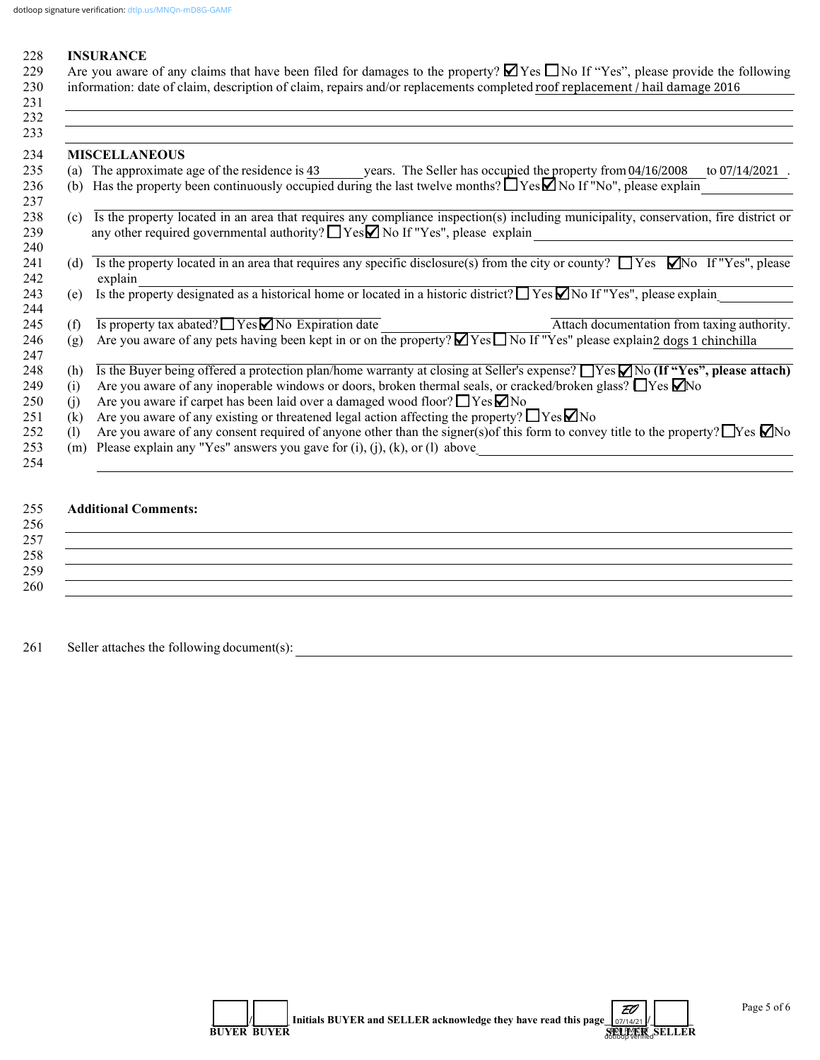## INSURANCE

Are you aware of any claims that have been filed for damages to the property? ☑ Yes ☐ No If "Yes", please provide the following information: date of claim, description of claim, repairs and/or replacements completed roof replacement / hail damage 2016

## MISCELLANEOUS

(a) The approximate age of the residence is 43 years. The Seller has occupied the property from 04/16/2008 to 07/14/2021.

(b) Has the property been continuously occupied during the last twelve months? ☐ Yes ☑ No If "No", please explain

(c) Is the property located in an area that requires any compliance inspection(s) including municipality, conservation, fire district or any other required governmental authority? ☐ Yes ☑ No If "Yes", please explain

(d) Is the property located in an area that requires any specific disclosure(s) from the city or county? ☐ Yes ☑ No If "Yes", please explain

(e) Is the property designated as a historical home or located in a historic district? ☐ Yes ☑ No If "Yes", please explain

(f) Is property tax abated? ☐ Yes ☑ No Expiration date Attach documentation from taxing authority.

(g) Are you aware of any pets having been kept in or on the property? ☑ Yes ☐ No If "Yes" please explain 2 dogs 1 chinchilla

(h) Is the Buyer being offered a protection plan/home warranty at closing at Seller's expense? ☐ Yes ☑ No **(If "Yes", please attach)**

(i) Are you aware of any inoperable windows or doors, broken thermal seals, or cracked/broken glass? ☐ Yes ☑ No

(j) Are you aware if carpet has been laid over a damaged wood floor? ☐ Yes ☑ No

(k) Are you aware of any existing or threatened legal action affecting the property? ☐ Yes ☑ No

(l) Are you aware of any consent required of anyone other than the signer(s) of this form to convey title to the property? ☐ Yes ☑ No

(m) Please explain any "Yes" answers you gave for (i), (j), (k), or (l) above

**Additional Comments:**

Seller attaches the following document(s):

Initials BUYER and SELLER acknowledge they have read this page

BUYER ____ / BUYER ____ SELLER EO 07/14/21 / SELLER ____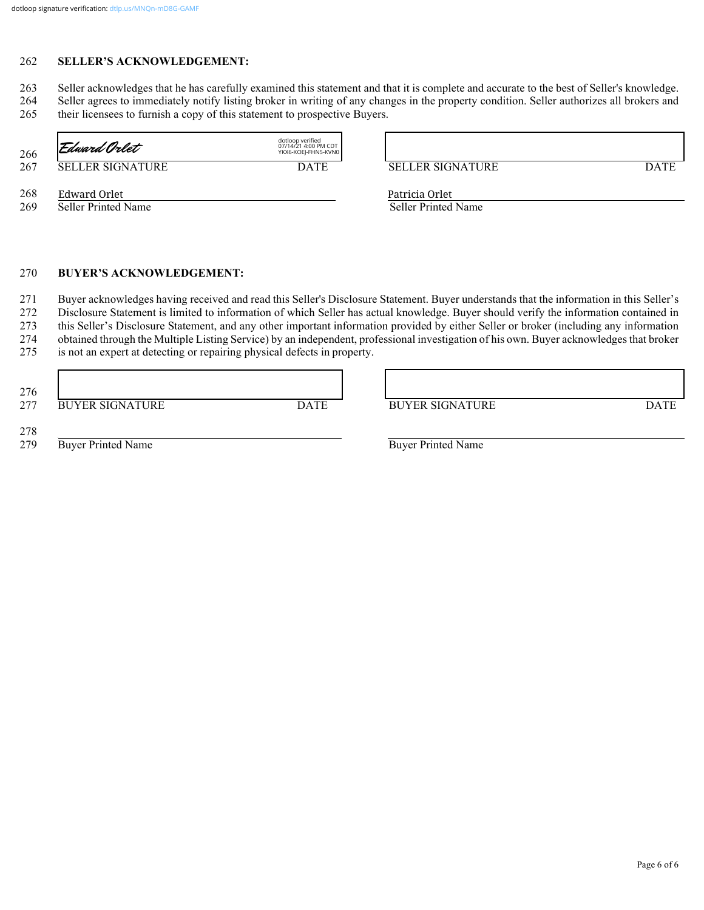dotloop signature verification: dtlp.us/MNQn-mD8G-GAMF

262 **SELLER'S ACKNOWLEDGEMENT:**

263 Seller acknowledges that he has carefully examined this statement and that it is complete and accurate to the best of Seller's knowledge.
264 Seller agrees to immediately notify listing broker in writing of any changes in the property condition. Seller authorizes all brokers and
265 their licensees to furnish a copy of this statement to prospective Buyers.

266 Edward Orlet — dotloop verified 07/14/21 4:00 PM CDT YKX6-KOEJ-FHN5-KVN0

267 SELLER SIGNATURE DATE | SELLER SIGNATURE DATE

268 Edward Orlet | Patricia Orlet

269 Seller Printed Name | Seller Printed Name

270 **BUYER'S ACKNOWLEDGEMENT:**

271 Buyer acknowledges having received and read this Seller's Disclosure Statement. Buyer understands that the information in this Seller's
272 Disclosure Statement is limited to information of which Seller has actual knowledge. Buyer should verify the information contained in
273 this Seller's Disclosure Statement, and any other important information provided by either Seller or broker (including any information
274 obtained through the Multiple Listing Service) by an independent, professional investigation of his own. Buyer acknowledges that broker
275 is not an expert at detecting or repairing physical defects in property.

276

277 BUYER SIGNATURE DATE | BUYER SIGNATURE DATE

278

279 Buyer Printed Name | Buyer Printed Name